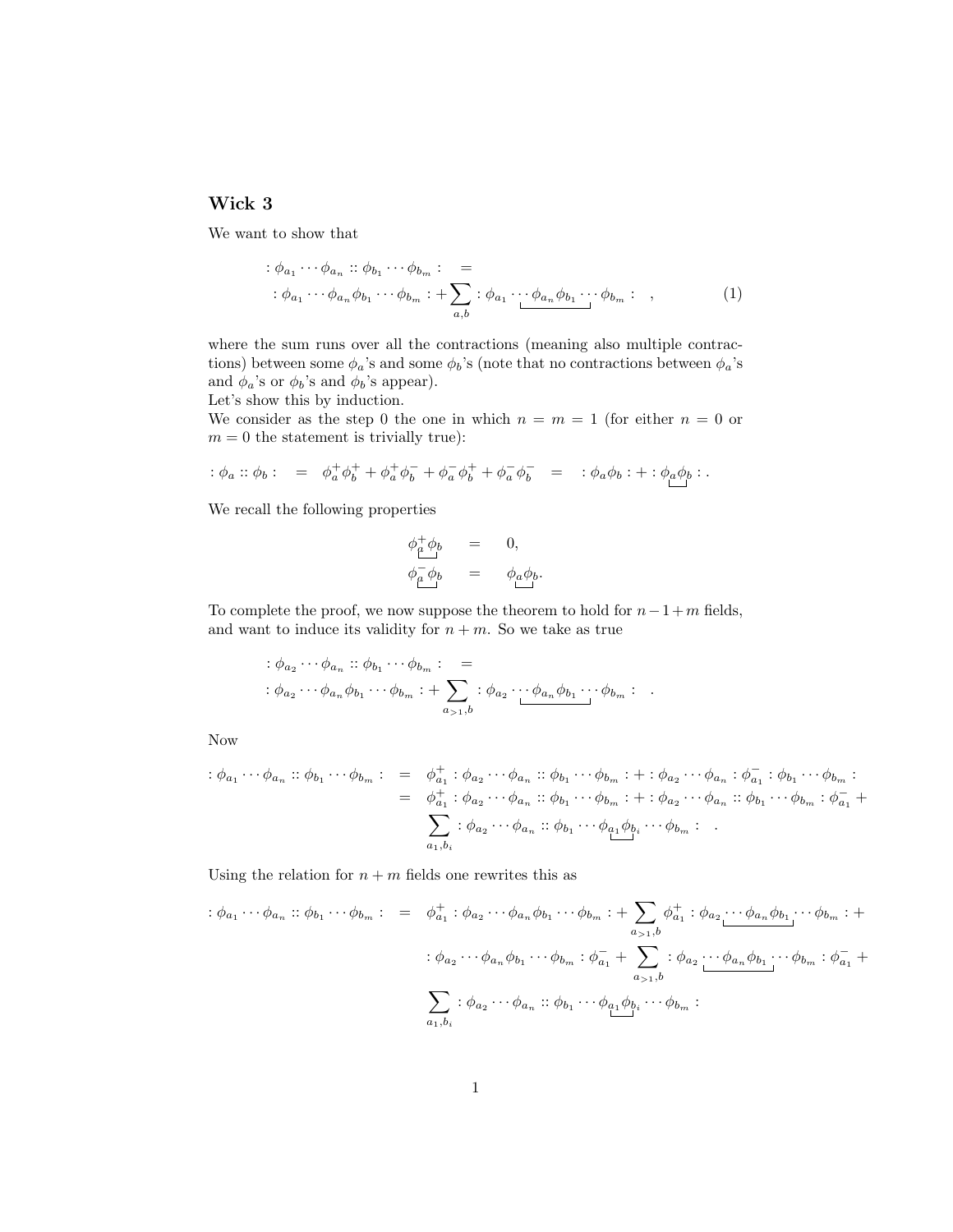## Wick 3

We want to show that

$$
\begin{aligned}
&:\phi_{a_1}\cdots\phi_{a_n}::\phi_{b_1}\cdots\phi_{b_m}: \quad = \\
&:\phi_{a_1}\cdots\phi_{a_n}\phi_{b_1}\cdots\phi_{b_m}: + \sum_{a,b} :\phi_{a_1}\underbrace{\cdots\phi_{a_n}\phi_{b_1}\cdots}\phi_{b_m}: \quad , \qquad (1)
\end{aligned}
$$

where the sum runs over all the contractions (meaning also multiple contractions) between some $\phi_a$'s and some $\phi_b$'s (note that no contractions between $\phi_a$'s and $\phi_a$'s or $\phi_b$'s and $\phi_b$'s appear).
Let's show this by induction.
We consider as the step 0 the one in which $n = m = 1$ (for either $n = 0$ or $m = 0$ the statement is trivially true):

$$
:\phi_a::\phi_b: \quad = \quad \phi_a^+\phi_b^+ + \phi_a^+\phi_b^- + \phi_a^-\phi_b^+ + \phi_a^-\phi_b^- \quad = \quad :\phi_a\phi_b: + :\underbrace{\phi_a\phi_b}: .
$$

We recall the following properties

$$
\begin{aligned}
\underbrace{\phi_a^+\phi_b} &= 0, \\
\underbrace{\phi_a^-\phi_b} &= \underbrace{\phi_a\phi_b}.
\end{aligned}
$$

To complete the proof, we now suppose the theorem to hold for $n-1+m$ fields, and want to induce its validity for $n+m$. So we take as true

$$
\begin{aligned}
&:\phi_{a_2}\cdots\phi_{a_n}::\phi_{b_1}\cdots\phi_{b_m}: \quad = \\
&:\phi_{a_2}\cdots\phi_{a_n}\phi_{b_1}\cdots\phi_{b_m}: + \sum_{a_{>1},b} :\phi_{a_2}\underbrace{\cdots\phi_{a_n}\phi_{b_1}\cdots}\phi_{b_m}: \quad .
\end{aligned}
$$

Now

$$
\begin{aligned}
:\phi_{a_1}\cdots\phi_{a_n}::\phi_{b_1}\cdots\phi_{b_m}: \quad &= \quad \phi_{a_1}^+:\phi_{a_2}\cdots\phi_{a_n}::\phi_{b_1}\cdots\phi_{b_m}: + :\phi_{a_2}\cdots\phi_{a_n}:\phi_{a_1}^-:\phi_{b_1}\cdots\phi_{b_m}: \\
&= \quad \phi_{a_1}^+:\phi_{a_2}\cdots\phi_{a_n}::\phi_{b_1}\cdots\phi_{b_m}: + :\phi_{a_2}\cdots\phi_{a_n}::\phi_{b_1}\cdots\phi_{b_m}:\phi_{a_1}^- + \\
&\quad\quad \sum_{a_1,b_i} :\phi_{a_2}\cdots\phi_{a_n}::\phi_{b_1}\cdots\underbrace{\phi_{a_1}\phi_{b_i}}\cdots\phi_{b_m}: \quad .
\end{aligned}
$$

Using the relation for $n+m$ fields one rewrites this as

$$
\begin{aligned}
:\phi_{a_1}\cdots\phi_{a_n}::\phi_{b_1}\cdots\phi_{b_m}: \quad &= \quad \phi_{a_1}^+:\phi_{a_2}\cdots\phi_{a_n}\phi_{b_1}\cdots\phi_{b_m}: + \sum_{a_{>1},b}\phi_{a_1}^+:\phi_{a_2}\underbrace{\cdots\phi_{a_n}\phi_{b_1}}\cdots\phi_{b_m}: + \\
&\quad\quad :\phi_{a_2}\cdots\phi_{a_n}\phi_{b_1}\cdots\phi_{b_m}:\phi_{a_1}^- + \sum_{a_{>1},b} :\phi_{a_2}\underbrace{\cdots\phi_{a_n}\phi_{b_1}}\cdots\phi_{b_m}:\phi_{a_1}^- + \\
&\quad\quad \sum_{a_1,b_i} :\phi_{a_2}\cdots\phi_{a_n}::\phi_{b_1}\cdots\underbrace{\phi_{a_1}\phi_{b_i}}\cdots\phi_{b_m}:
\end{aligned}
$$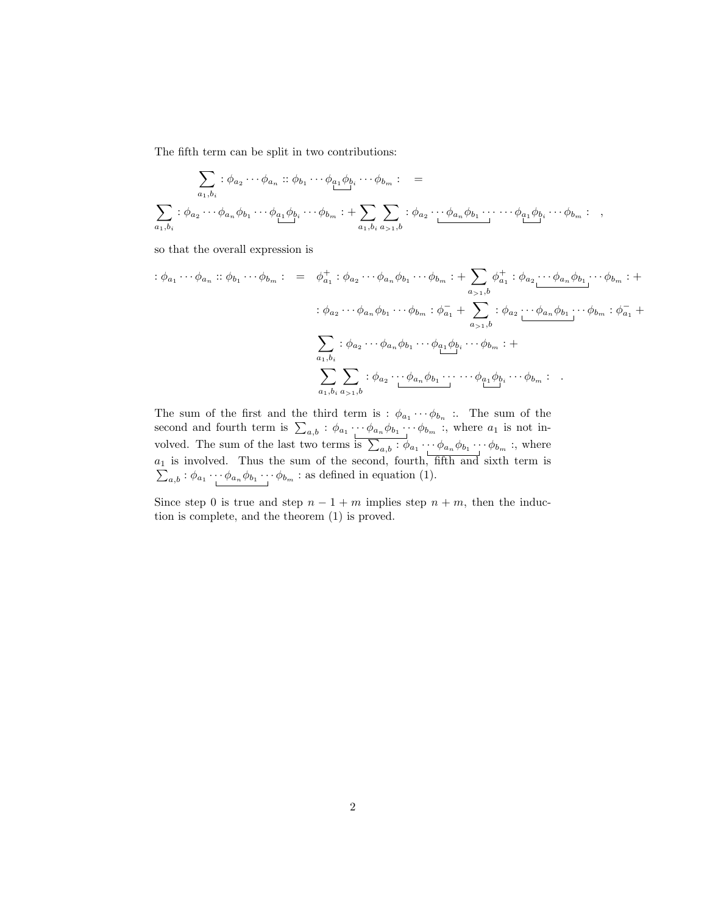The fifth term can be split in two contributions:

$$\sum_{a_1,b_i} :\phi_{a_2}\cdots\phi_{a_n}::\phi_{b_1}\cdots\underbrace{\phi_{a_1}\phi_{b_i}}\cdots\phi_{b_m}: \quad =$$

$$\sum_{a_1,b_i} :\phi_{a_2}\cdots\phi_{a_n}\phi_{b_1}\cdots\underbrace{\phi_{a_1}\phi_{b_i}}\cdots\phi_{b_m}: + \sum_{a_1,b_i}\sum_{a_{>1},b} :\phi_{a_2}\underbrace{\cdots\phi_{a_n}\phi_{b_1}\cdots}\cdots\underbrace{\phi_{a_1}\phi_{b_i}}\cdots\phi_{b_m}: \quad ,$$

so that the overall expression is

$$\begin{aligned}
:\phi_{a_1}\cdots\phi_{a_n}::\phi_{b_1}\cdots\phi_{b_m}: \quad = \quad & \phi^+_{a_1}:\phi_{a_2}\cdots\phi_{a_n}\phi_{b_1}\cdots\phi_{b_m}: + \sum_{a_{>1},b}\phi^+_{a_1}:\phi_{a_2}\underbrace{\cdots\phi_{a_n}\phi_{b_1}}\cdots\phi_{b_m}: + \\
& :\phi_{a_2}\cdots\phi_{a_n}\phi_{b_1}\cdots\phi_{b_m}:\phi^-_{a_1} + \sum_{a_{>1},b}:\phi_{a_2}\underbrace{\cdots\phi_{a_n}\phi_{b_1}}\cdots\phi_{b_m}:\phi^-_{a_1} + \\
& \sum_{a_1,b_i}:\phi_{a_2}\cdots\phi_{a_n}\phi_{b_1}\cdots\underbrace{\phi_{a_1}\phi_{b_i}}\cdots\phi_{b_m}: + \\
& \sum_{a_1,b_i}\sum_{a_{>1},b}:\phi_{a_2}\underbrace{\cdots\phi_{a_n}\phi_{b_1}\cdots}\cdots\underbrace{\phi_{a_1}\phi_{b_i}}\cdots\phi_{b_m}: \quad .
\end{aligned}$$

The sum of the first and the third term is $:\phi_{a_1}\cdots\phi_{b_n}:$. The sum of the second and fourth term is $\sum_{a,b}:\phi_{a_1}\underbrace{\cdots\phi_{a_n}\phi_{b_1}\cdots}\phi_{b_m}:$, where $a_1$ is not involved. The sum of the last two terms is $\sum_{a,b}:\phi_{a_1}\underbrace{\cdots\phi_{a_n}\phi_{b_1}\cdots}\phi_{b_m}:$, where $a_1$ is involved. Thus the sum of the second, fourth, fifth and sixth term is $\sum_{a,b}:\phi_{a_1}\underbrace{\cdots\phi_{a_n}\phi_{b_1}\cdots}\phi_{b_m}:$ as defined in equation (1).

Since step 0 is true and step $n-1+m$ implies step $n+m$, then the induction is complete, and the theorem (1) is proved.